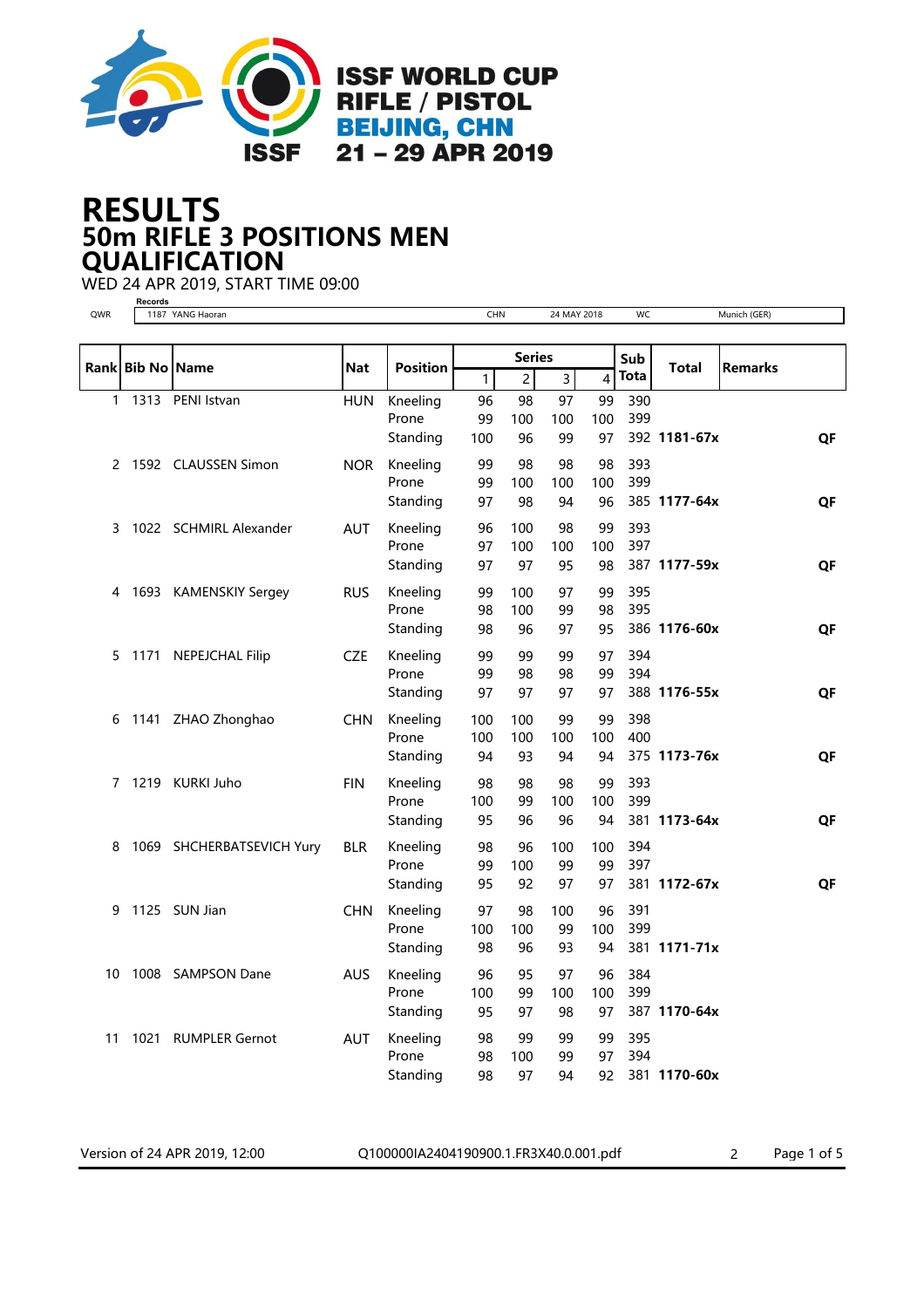# ISSF WORLD CUP RIFLE / PISTOL BEIJING, CHN 21 – 29 APR 2019

# RESULTS
## 50m RIFLE 3 POSITIONS MEN
## QUALIFICATION

WED 24 APR 2019, START TIME 09:00

**Records**

| | | | | | |
|---|---|---|---|---|---|
| QWR | 1187 YANG Haoran | CHN | 24 MAY 2018 | WC | Munich (GER) |

| Rank | Bib No | Name | Nat | Position | Series 1 | 2 | 3 | 4 | Sub Tota | Total | Remarks |
|---|---|---|---|---|---|---|---|---|---|---|---|
| 1 | 1313 | PENI Istvan | HUN | Kneeling | 96 | 98 | 97 | 99 | 390 | | |
| | | | | Prone | 99 | 100 | 100 | 100 | 399 | | |
| | | | | Standing | 100 | 96 | 99 | 97 | 392 | **1181-67x** | **QF** |
| 2 | 1592 | CLAUSSEN Simon | NOR | Kneeling | 99 | 98 | 98 | 98 | 393 | | |
| | | | | Prone | 99 | 100 | 100 | 100 | 399 | | |
| | | | | Standing | 97 | 98 | 94 | 96 | 385 | **1177-64x** | **QF** |
| 3 | 1022 | SCHMIRL Alexander | AUT | Kneeling | 96 | 100 | 98 | 99 | 393 | | |
| | | | | Prone | 97 | 100 | 100 | 100 | 397 | | |
| | | | | Standing | 97 | 97 | 95 | 98 | 387 | **1177-59x** | **QF** |
| 4 | 1693 | KAMENSKIY Sergey | RUS | Kneeling | 99 | 100 | 97 | 99 | 395 | | |
| | | | | Prone | 98 | 100 | 99 | 98 | 395 | | |
| | | | | Standing | 98 | 96 | 97 | 95 | 386 | **1176-60x** | **QF** |
| 5 | 1171 | NEPEJCHAL Filip | CZE | Kneeling | 99 | 99 | 99 | 97 | 394 | | |
| | | | | Prone | 99 | 98 | 98 | 99 | 394 | | |
| | | | | Standing | 97 | 97 | 97 | 97 | 388 | **1176-55x** | **QF** |
| 6 | 1141 | ZHAO Zhonghao | CHN | Kneeling | 100 | 100 | 99 | 99 | 398 | | |
| | | | | Prone | 100 | 100 | 100 | 100 | 400 | | |
| | | | | Standing | 94 | 93 | 94 | 94 | 375 | **1173-76x** | **QF** |
| 7 | 1219 | KURKI Juho | FIN | Kneeling | 98 | 98 | 98 | 99 | 393 | | |
| | | | | Prone | 100 | 99 | 100 | 100 | 399 | | |
| | | | | Standing | 95 | 96 | 96 | 94 | 381 | **1173-64x** | **QF** |
| 8 | 1069 | SHCHERBATSEVICH Yury | BLR | Kneeling | 98 | 96 | 100 | 100 | 394 | | |
| | | | | Prone | 99 | 100 | 99 | 99 | 397 | | |
| | | | | Standing | 95 | 92 | 97 | 97 | 381 | **1172-67x** | **QF** |
| 9 | 1125 | SUN Jian | CHN | Kneeling | 97 | 98 | 100 | 96 | 391 | | |
| | | | | Prone | 100 | 100 | 99 | 100 | 399 | | |
| | | | | Standing | 98 | 96 | 93 | 94 | 381 | **1171-71x** | |
| 10 | 1008 | SAMPSON Dane | AUS | Kneeling | 96 | 95 | 97 | 96 | 384 | | |
| | | | | Prone | 100 | 99 | 100 | 100 | 399 | | |
| | | | | Standing | 95 | 97 | 98 | 97 | 387 | **1170-64x** | |
| 11 | 1021 | RUMPLER Gernot | AUT | Kneeling | 98 | 99 | 99 | 99 | 395 | | |
| | | | | Prone | 98 | 100 | 99 | 97 | 394 | | |
| | | | | Standing | 98 | 97 | 94 | 92 | 381 | **1170-60x** | |

Version of 24 APR 2019, 12:00 Q100000IA2404190900.1.FR3X40.0.001.pdf 2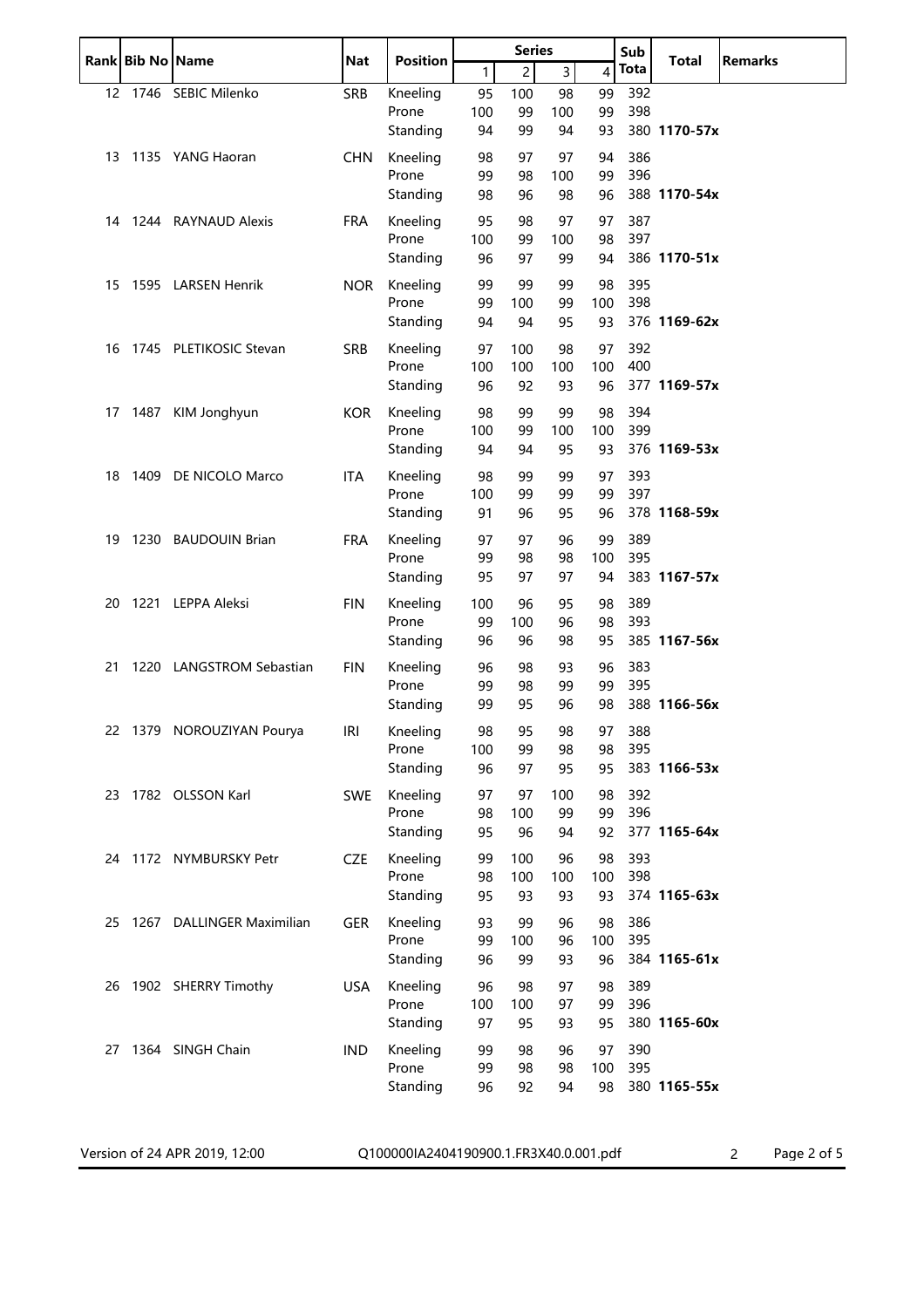| Rank | Bib No | Name | Nat | Position | Series | | | | Sub Tota | Total | Remarks |
|---|---|---|---|---|---|---|---|---|---|---|---|
| | | | | | 1 | 2 | 3 | 4 | | | |
| 12 | 1746 | SEBIC Milenko | SRB | Kneeling | 95 | 100 | 98 | 99 | 392 | | |
| | | | | Prone | 100 | 99 | 100 | 99 | 398 | | |
| | | | | Standing | 94 | 99 | 94 | 93 | 380 | **1170-57x** | |
| 13 | 1135 | YANG Haoran | CHN | Kneeling | 98 | 97 | 97 | 94 | 386 | | |
| | | | | Prone | 99 | 98 | 100 | 99 | 396 | | |
| | | | | Standing | 98 | 96 | 98 | 96 | 388 | **1170-54x** | |
| 14 | 1244 | RAYNAUD Alexis | FRA | Kneeling | 95 | 98 | 97 | 97 | 387 | | |
| | | | | Prone | 100 | 99 | 100 | 98 | 397 | | |
| | | | | Standing | 96 | 97 | 99 | 94 | 386 | **1170-51x** | |
| 15 | 1595 | LARSEN Henrik | NOR | Kneeling | 99 | 99 | 99 | 98 | 395 | | |
| | | | | Prone | 99 | 100 | 99 | 100 | 398 | | |
| | | | | Standing | 94 | 94 | 95 | 93 | 376 | **1169-62x** | |
| 16 | 1745 | PLETIKOSIC Stevan | SRB | Kneeling | 97 | 100 | 98 | 97 | 392 | | |
| | | | | Prone | 100 | 100 | 100 | 100 | 400 | | |
| | | | | Standing | 96 | 92 | 93 | 96 | 377 | **1169-57x** | |
| 17 | 1487 | KIM Jonghyun | KOR | Kneeling | 98 | 99 | 99 | 98 | 394 | | |
| | | | | Prone | 100 | 99 | 100 | 100 | 399 | | |
| | | | | Standing | 94 | 94 | 95 | 93 | 376 | **1169-53x** | |
| 18 | 1409 | DE NICOLO Marco | ITA | Kneeling | 98 | 99 | 99 | 97 | 393 | | |
| | | | | Prone | 100 | 99 | 99 | 99 | 397 | | |
| | | | | Standing | 91 | 96 | 95 | 96 | 378 | **1168-59x** | |
| 19 | 1230 | BAUDOUIN Brian | FRA | Kneeling | 97 | 97 | 96 | 99 | 389 | | |
| | | | | Prone | 99 | 98 | 98 | 100 | 395 | | |
| | | | | Standing | 95 | 97 | 97 | 94 | 383 | **1167-57x** | |
| 20 | 1221 | LEPPA Aleksi | FIN | Kneeling | 100 | 96 | 95 | 98 | 389 | | |
| | | | | Prone | 99 | 100 | 96 | 98 | 393 | | |
| | | | | Standing | 96 | 96 | 98 | 95 | 385 | **1167-56x** | |
| 21 | 1220 | LANGSTROM Sebastian | FIN | Kneeling | 96 | 98 | 93 | 96 | 383 | | |
| | | | | Prone | 99 | 98 | 99 | 99 | 395 | | |
| | | | | Standing | 99 | 95 | 96 | 98 | 388 | **1166-56x** | |
| 22 | 1379 | NOROUZIYAN Pourya | IRI | Kneeling | 98 | 95 | 98 | 97 | 388 | | |
| | | | | Prone | 100 | 99 | 98 | 98 | 395 | | |
| | | | | Standing | 96 | 97 | 95 | 95 | 383 | **1166-53x** | |
| 23 | 1782 | OLSSON Karl | SWE | Kneeling | 97 | 97 | 100 | 98 | 392 | | |
| | | | | Prone | 98 | 100 | 99 | 99 | 396 | | |
| | | | | Standing | 95 | 96 | 94 | 92 | 377 | **1165-64x** | |
| 24 | 1172 | NYMBURSKY Petr | CZE | Kneeling | 99 | 100 | 96 | 98 | 393 | | |
| | | | | Prone | 98 | 100 | 100 | 100 | 398 | | |
| | | | | Standing | 95 | 93 | 93 | 93 | 374 | **1165-63x** | |
| 25 | 1267 | DALLINGER Maximilian | GER | Kneeling | 93 | 99 | 96 | 98 | 386 | | |
| | | | | Prone | 99 | 100 | 96 | 100 | 395 | | |
| | | | | Standing | 96 | 99 | 93 | 96 | 384 | **1165-61x** | |
| 26 | 1902 | SHERRY Timothy | USA | Kneeling | 96 | 98 | 97 | 98 | 389 | | |
| | | | | Prone | 100 | 100 | 97 | 99 | 396 | | |
| | | | | Standing | 97 | 95 | 93 | 95 | 380 | **1165-60x** | |
| 27 | 1364 | SINGH Chain | IND | Kneeling | 99 | 98 | 96 | 97 | 390 | | |
| | | | | Prone | 99 | 98 | 98 | 100 | 395 | | |
| | | | | Standing | 96 | 92 | 94 | 98 | 380 | **1165-55x** | |

Version of 24 APR 2019, 12:00    Q100000IA2404190900.1.FR3X40.0.001.pdf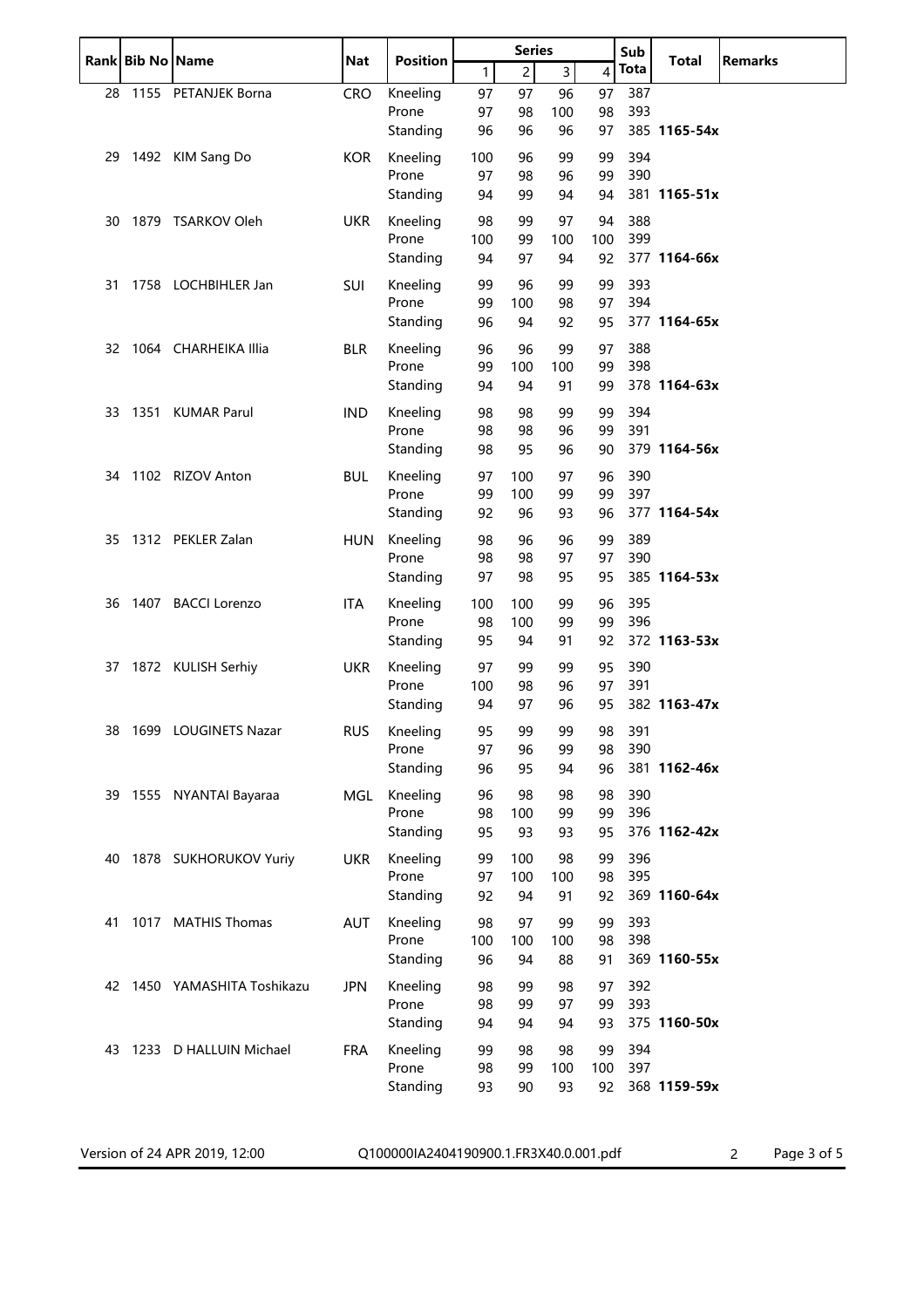| Rank | Bib No | Name | Nat | Position | Series 1 | 2 | 3 | 4 | Sub Tota | Total | Remarks |
|---|---|---|---|---|---|---|---|---|---|---|---|
| 28 | 1155 | PETANJEK Borna | CRO | Kneeling | 97 | 97 | 96 | 97 | 387 | | |
| | | | | Prone | 97 | 98 | 100 | 98 | 393 | | |
| | | | | Standing | 96 | 96 | 96 | 97 | 385 | **1165-54x** | |
| 29 | 1492 | KIM Sang Do | KOR | Kneeling | 100 | 96 | 99 | 99 | 394 | | |
| | | | | Prone | 97 | 98 | 96 | 99 | 390 | | |
| | | | | Standing | 94 | 99 | 94 | 94 | 381 | **1165-51x** | |
| 30 | 1879 | TSARKOV Oleh | UKR | Kneeling | 98 | 99 | 97 | 94 | 388 | | |
| | | | | Prone | 100 | 99 | 100 | 100 | 399 | | |
| | | | | Standing | 94 | 97 | 94 | 92 | 377 | **1164-66x** | |
| 31 | 1758 | LOCHBIHLER Jan | SUI | Kneeling | 99 | 96 | 99 | 99 | 393 | | |
| | | | | Prone | 99 | 100 | 98 | 97 | 394 | | |
| | | | | Standing | 96 | 94 | 92 | 95 | 377 | **1164-65x** | |
| 32 | 1064 | CHARHEIKA Illia | BLR | Kneeling | 96 | 96 | 99 | 97 | 388 | | |
| | | | | Prone | 99 | 100 | 100 | 99 | 398 | | |
| | | | | Standing | 94 | 94 | 91 | 99 | 378 | **1164-63x** | |
| 33 | 1351 | KUMAR Parul | IND | Kneeling | 98 | 98 | 99 | 99 | 394 | | |
| | | | | Prone | 98 | 98 | 96 | 99 | 391 | | |
| | | | | Standing | 98 | 95 | 96 | 90 | 379 | **1164-56x** | |
| 34 | 1102 | RIZOV Anton | BUL | Kneeling | 97 | 100 | 97 | 96 | 390 | | |
| | | | | Prone | 99 | 100 | 99 | 99 | 397 | | |
| | | | | Standing | 92 | 96 | 93 | 96 | 377 | **1164-54x** | |
| 35 | 1312 | PEKLER Zalan | HUN | Kneeling | 98 | 96 | 96 | 99 | 389 | | |
| | | | | Prone | 98 | 98 | 97 | 97 | 390 | | |
| | | | | Standing | 97 | 98 | 95 | 95 | 385 | **1164-53x** | |
| 36 | 1407 | BACCI Lorenzo | ITA | Kneeling | 100 | 100 | 99 | 96 | 395 | | |
| | | | | Prone | 98 | 100 | 99 | 99 | 396 | | |
| | | | | Standing | 95 | 94 | 91 | 92 | 372 | **1163-53x** | |
| 37 | 1872 | KULISH Serhiy | UKR | Kneeling | 97 | 99 | 99 | 95 | 390 | | |
| | | | | Prone | 100 | 98 | 96 | 97 | 391 | | |
| | | | | Standing | 94 | 97 | 96 | 95 | 382 | **1163-47x** | |
| 38 | 1699 | LOUGINETS Nazar | RUS | Kneeling | 95 | 99 | 99 | 98 | 391 | | |
| | | | | Prone | 97 | 96 | 99 | 98 | 390 | | |
| | | | | Standing | 96 | 95 | 94 | 96 | 381 | **1162-46x** | |
| 39 | 1555 | NYANTAI Bayaraa | MGL | Kneeling | 96 | 98 | 98 | 98 | 390 | | |
| | | | | Prone | 98 | 100 | 99 | 99 | 396 | | |
| | | | | Standing | 95 | 93 | 93 | 95 | 376 | **1162-42x** | |
| 40 | 1878 | SUKHORUKOV Yuriy | UKR | Kneeling | 99 | 100 | 98 | 99 | 396 | | |
| | | | | Prone | 97 | 100 | 100 | 98 | 395 | | |
| | | | | Standing | 92 | 94 | 91 | 92 | 369 | **1160-64x** | |
| 41 | 1017 | MATHIS Thomas | AUT | Kneeling | 98 | 97 | 99 | 99 | 393 | | |
| | | | | Prone | 100 | 100 | 100 | 98 | 398 | | |
| | | | | Standing | 96 | 94 | 88 | 91 | 369 | **1160-55x** | |
| 42 | 1450 | YAMASHITA Toshikazu | JPN | Kneeling | 98 | 99 | 98 | 97 | 392 | | |
| | | | | Prone | 98 | 99 | 97 | 99 | 393 | | |
| | | | | Standing | 94 | 94 | 94 | 93 | 375 | **1160-50x** | |
| 43 | 1233 | D HALLUIN Michael | FRA | Kneeling | 99 | 98 | 98 | 99 | 394 | | |
| | | | | Prone | 98 | 99 | 100 | 100 | 397 | | |
| | | | | Standing | 93 | 90 | 93 | 92 | 368 | **1159-59x** | |

Version of 24 APR 2019, 12:00 Q100000IA2404190900.1.FR3X40.0.001.pdf 2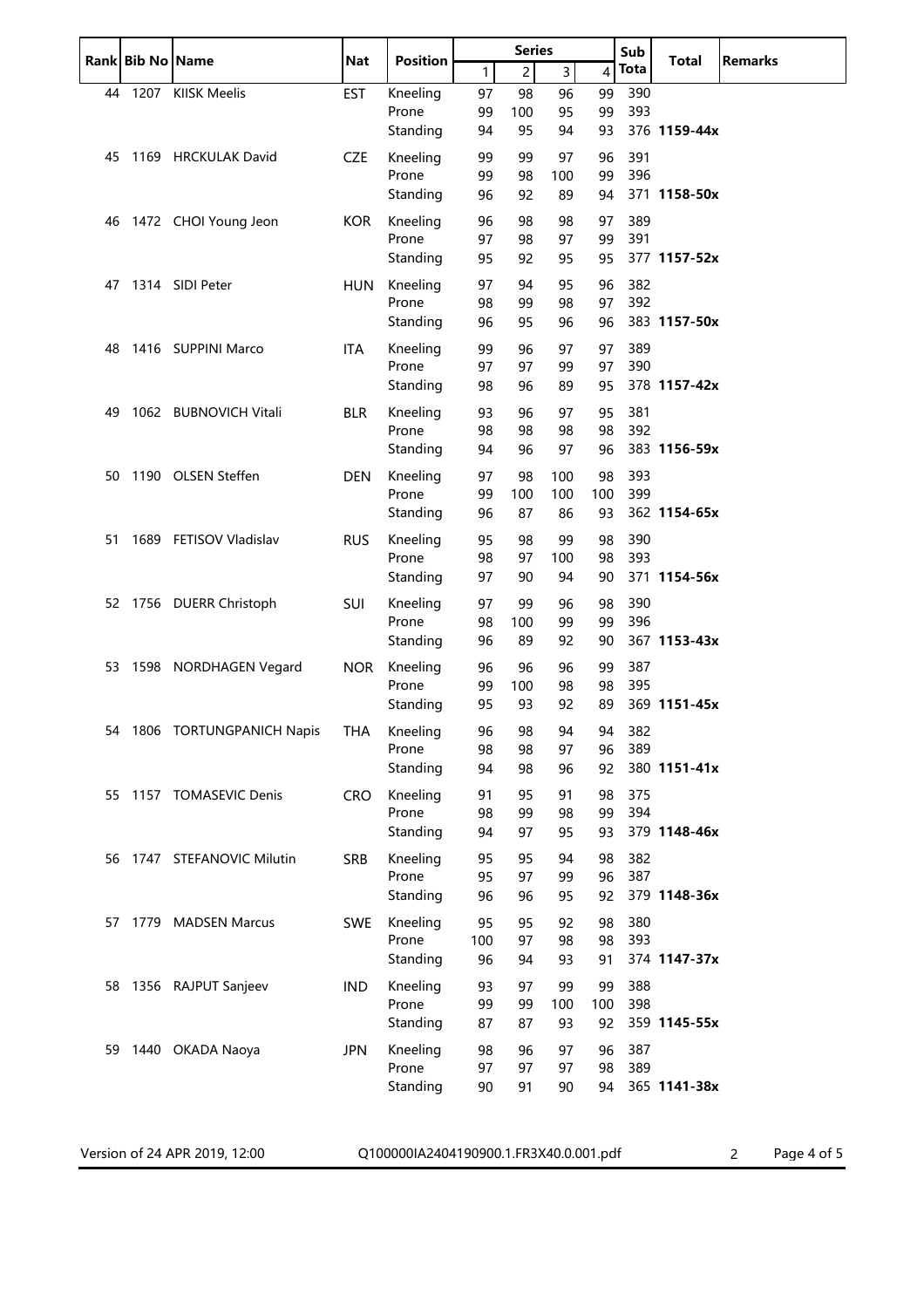| Rank | Bib No | Name | Nat | Position | Series | | | | Sub Tota | Total | Remarks |
|---|---|---|---|---|---|---|---|---|---|---|---|
| | | | | | 1 | 2 | 3 | 4 | | | |
| 44 | 1207 | KIISK Meelis | EST | Kneeling | 97 | 98 | 96 | 99 | 390 | | |
| | | | | Prone | 99 | 100 | 95 | 99 | 393 | | |
| | | | | Standing | 94 | 95 | 94 | 93 | 376 | **1159-44x** | |
| 45 | 1169 | HRCKULAK David | CZE | Kneeling | 99 | 99 | 97 | 96 | 391 | | |
| | | | | Prone | 99 | 98 | 100 | 99 | 396 | | |
| | | | | Standing | 96 | 92 | 89 | 94 | 371 | **1158-50x** | |
| 46 | 1472 | CHOI Young Jeon | KOR | Kneeling | 96 | 98 | 98 | 97 | 389 | | |
| | | | | Prone | 97 | 98 | 97 | 99 | 391 | | |
| | | | | Standing | 95 | 92 | 95 | 95 | 377 | **1157-52x** | |
| 47 | 1314 | SIDI Peter | HUN | Kneeling | 97 | 94 | 95 | 96 | 382 | | |
| | | | | Prone | 98 | 99 | 98 | 97 | 392 | | |
| | | | | Standing | 96 | 95 | 96 | 96 | 383 | **1157-50x** | |
| 48 | 1416 | SUPPINI Marco | ITA | Kneeling | 99 | 96 | 97 | 97 | 389 | | |
| | | | | Prone | 97 | 97 | 99 | 97 | 390 | | |
| | | | | Standing | 98 | 96 | 89 | 95 | 378 | **1157-42x** | |
| 49 | 1062 | BUBNOVICH Vitali | BLR | Kneeling | 93 | 96 | 97 | 95 | 381 | | |
| | | | | Prone | 98 | 98 | 98 | 98 | 392 | | |
| | | | | Standing | 94 | 96 | 97 | 96 | 383 | **1156-59x** | |
| 50 | 1190 | OLSEN Steffen | DEN | Kneeling | 97 | 98 | 100 | 98 | 393 | | |
| | | | | Prone | 99 | 100 | 100 | 100 | 399 | | |
| | | | | Standing | 96 | 87 | 86 | 93 | 362 | **1154-65x** | |
| 51 | 1689 | FETISOV Vladislav | RUS | Kneeling | 95 | 98 | 99 | 98 | 390 | | |
| | | | | Prone | 98 | 97 | 100 | 98 | 393 | | |
| | | | | Standing | 97 | 90 | 94 | 90 | 371 | **1154-56x** | |
| 52 | 1756 | DUERR Christoph | SUI | Kneeling | 97 | 99 | 96 | 98 | 390 | | |
| | | | | Prone | 98 | 100 | 99 | 99 | 396 | | |
| | | | | Standing | 96 | 89 | 92 | 90 | 367 | **1153-43x** | |
| 53 | 1598 | NORDHAGEN Vegard | NOR | Kneeling | 96 | 96 | 96 | 99 | 387 | | |
| | | | | Prone | 99 | 100 | 98 | 98 | 395 | | |
| | | | | Standing | 95 | 93 | 92 | 89 | 369 | **1151-45x** | |
| 54 | 1806 | TORTUNGPANICH Napis | THA | Kneeling | 96 | 98 | 94 | 94 | 382 | | |
| | | | | Prone | 98 | 98 | 97 | 96 | 389 | | |
| | | | | Standing | 94 | 98 | 96 | 92 | 380 | **1151-41x** | |
| 55 | 1157 | TOMASEVIC Denis | CRO | Kneeling | 91 | 95 | 91 | 98 | 375 | | |
| | | | | Prone | 98 | 99 | 98 | 99 | 394 | | |
| | | | | Standing | 94 | 97 | 95 | 93 | 379 | **1148-46x** | |
| 56 | 1747 | STEFANOVIC Milutin | SRB | Kneeling | 95 | 95 | 94 | 98 | 382 | | |
| | | | | Prone | 95 | 97 | 99 | 96 | 387 | | |
| | | | | Standing | 96 | 96 | 95 | 92 | 379 | **1148-36x** | |
| 57 | 1779 | MADSEN Marcus | SWE | Kneeling | 95 | 95 | 92 | 98 | 380 | | |
| | | | | Prone | 100 | 97 | 98 | 98 | 393 | | |
| | | | | Standing | 96 | 94 | 93 | 91 | 374 | **1147-37x** | |
| 58 | 1356 | RAJPUT Sanjeev | IND | Kneeling | 93 | 97 | 99 | 99 | 388 | | |
| | | | | Prone | 99 | 99 | 100 | 100 | 398 | | |
| | | | | Standing | 87 | 87 | 93 | 92 | 359 | **1145-55x** | |
| 59 | 1440 | OKADA Naoya | JPN | Kneeling | 98 | 96 | 97 | 96 | 387 | | |
| | | | | Prone | 97 | 97 | 97 | 98 | 389 | | |
| | | | | Standing | 90 | 91 | 90 | 94 | 365 | **1141-38x** | |

Version of 24 APR 2019, 12:00 Q100000IA2404190900.1.FR3X40.0.001.pdf 2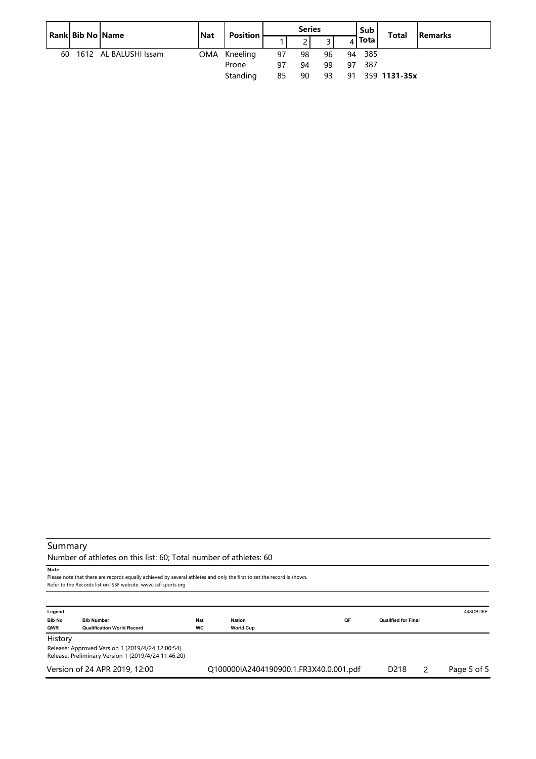| Rank | Bib No | Name | Nat | Position | Series | | | | Sub Tota | Total | Remarks |
|---|---|---|---|---|---|---|---|---|---|---|---|
| | | | | | 1 | 2 | 3 | 4 | | | |
| 60 | 1612 | AL BALUSHI Issam | OMA | Kneeling | 97 | 98 | 96 | 94 | 385 | | |
| | | | | Prone | 97 | 94 | 99 | 97 | 387 | | |
| | | | | Standing | 85 | 90 | 93 | 91 | 359 | **1131-35x** | |

## Summary

Number of athletes on this list: 60; Total number of athletes: 60

**Note**

Please note that there are records equally achieved by several athletes and only the first to set the record is shown.
Refer to the Records list on ISSF website: www.issf-sports.org

**Legend**

| | | | | | |
|---|---|---|---|---|---|
| **Bib No** | **Bib Number** | **Nat** | **Nation** | **QF** | **Qualified for Final** |
| **QWR** | **Qualification World Record** | **WC** | **World Cup** | | |

448CBD6E

History

Release: Approved Version 1 (2019/4/24 12:00:54)
Release: Preliminary Version 1 (2019/4/24 11:46:20)

Version of 24 APR 2019, 12:00 Q100000IA2404190900.1.FR3X40.0.001.pdf D218 2